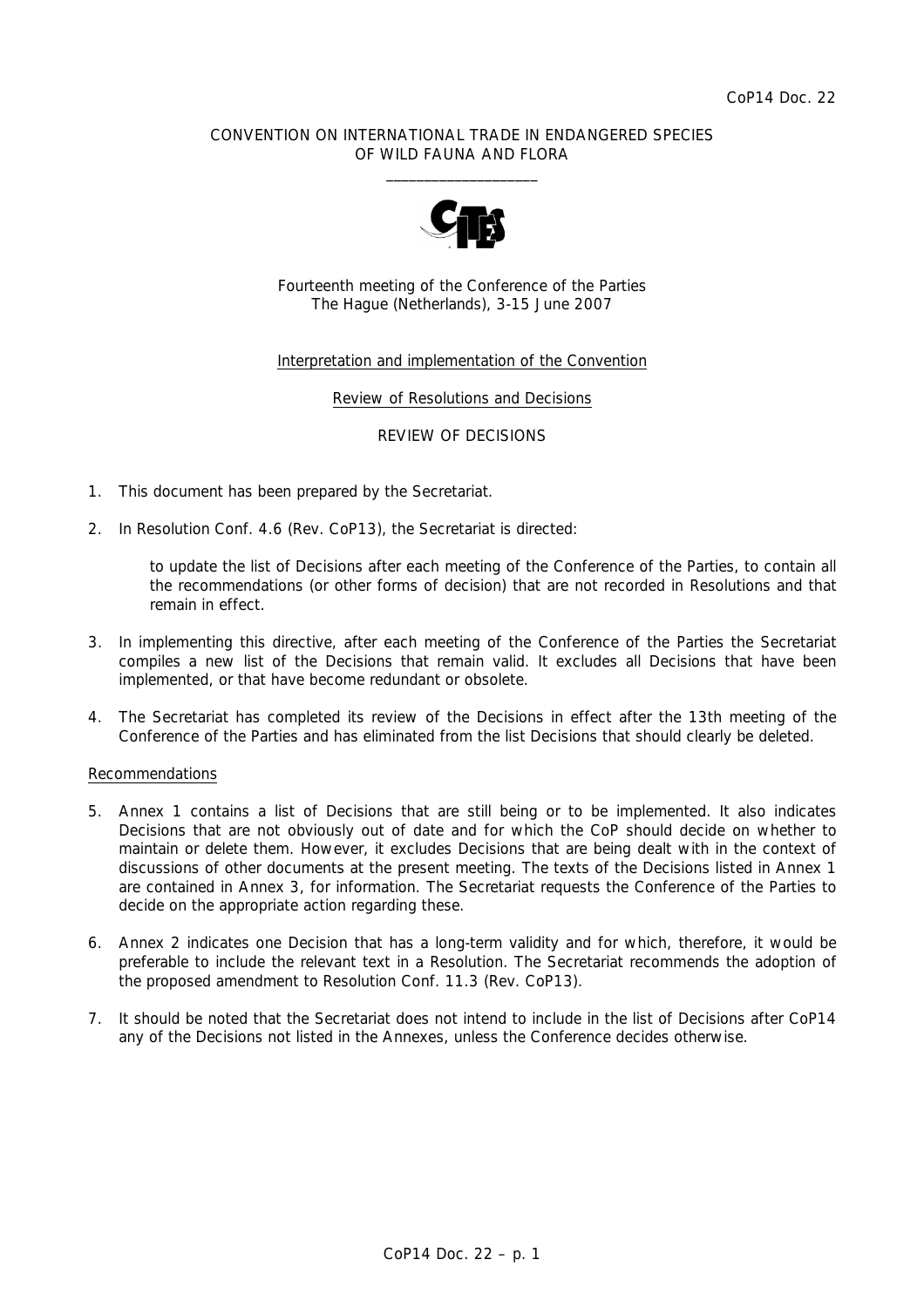CoP14 Doc. 22

CONVENTION ON INTERNATIONAL TRADE IN ENDANGERED SPECIES OF WILD FAUNA AND FLORA

\_\_\_\_\_\_\_\_\_\_\_\_\_\_\_\_\_\_\_\_

Fourteenth meeting of the Conference of the Parties
The Hague (Netherlands), 3-15 June 2007

Interpretation and implementation of the Convention

Review of Resolutions and Decisions

REVIEW OF DECISIONS

1. This document has been prepared by the Secretariat.

2. In Resolution Conf. 4.6 (Rev. CoP13), the Secretariat is directed:

   > to update the list of Decisions after each meeting of the Conference of the Parties, to contain all the recommendations (or other forms of decision) that are not recorded in Resolutions and that remain in effect.

3. In implementing this directive, after each meeting of the Conference of the Parties the Secretariat compiles a new list of the Decisions that remain valid. It excludes all Decisions that have been implemented, or that have become redundant or obsolete.

4. The Secretariat has completed its review of the Decisions in effect after the 13th meeting of the Conference of the Parties and has eliminated from the list Decisions that should clearly be deleted.

## Recommendations

5. Annex 1 contains a list of Decisions that are still being or to be implemented. It also indicates Decisions that are not obviously out of date and for which the CoP should decide on whether to maintain or delete them. However, it excludes Decisions that are being dealt with in the context of discussions of other documents at the present meeting. The texts of the Decisions listed in Annex 1 are contained in Annex 3, for information. The Secretariat requests the Conference of the Parties to decide on the appropriate action regarding these.

6. Annex 2 indicates one Decision that has a long-term validity and for which, therefore, it would be preferable to include the relevant text in a Resolution. The Secretariat recommends the adoption of the proposed amendment to Resolution Conf. 11.3 (Rev. CoP13).

7. It should be noted that the Secretariat does not intend to include in the list of Decisions after CoP14 any of the Decisions not listed in the Annexes, unless the Conference decides otherwise.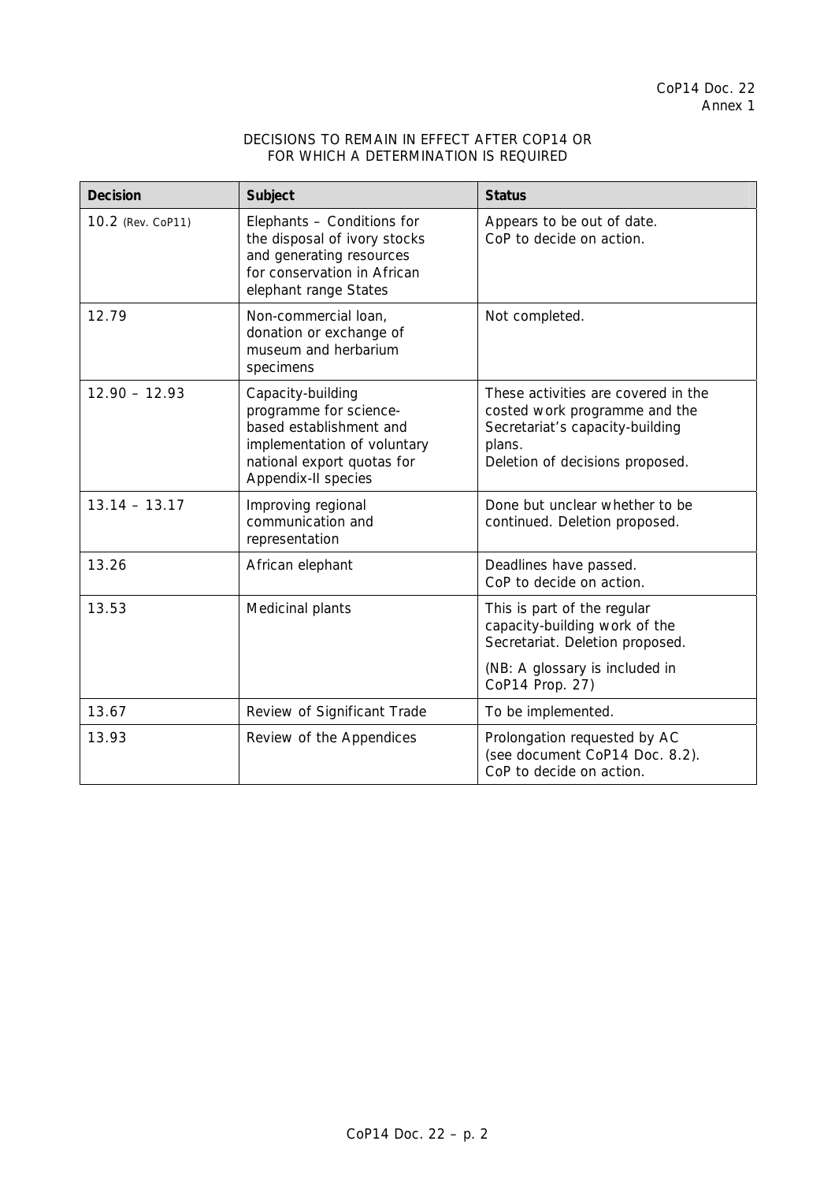CoP14 Doc. 22
Annex 1

DECISIONS TO REMAIN IN EFFECT AFTER COP14 OR FOR WHICH A DETERMINATION IS REQUIRED

| Decision | Subject | Status |
|---|---|---|
| 10.2 (Rev. CoP11) | Elephants – Conditions for the disposal of ivory stocks and generating resources for conservation in African elephant range States | Appears to be out of date. CoP to decide on action. |
| 12.79 | Non-commercial loan, donation or exchange of museum and herbarium specimens | Not completed. |
| 12.90 – 12.93 | Capacity-building programme for science-based establishment and implementation of voluntary national export quotas for Appendix-II species | These activities are covered in the costed work programme and the Secretariat's capacity-building plans. Deletion of decisions proposed. |
| 13.14 – 13.17 | Improving regional communication and representation | Done but unclear whether to be continued. Deletion proposed. |
| 13.26 | African elephant | Deadlines have passed. CoP to decide on action. |
| 13.53 | Medicinal plants | This is part of the regular capacity-building work of the Secretariat. Deletion proposed. (NB: A glossary is included in CoP14 Prop. 27) |
| 13.67 | Review of Significant Trade | To be implemented. |
| 13.93 | Review of the Appendices | Prolongation requested by AC (see document CoP14 Doc. 8.2). CoP to decide on action. |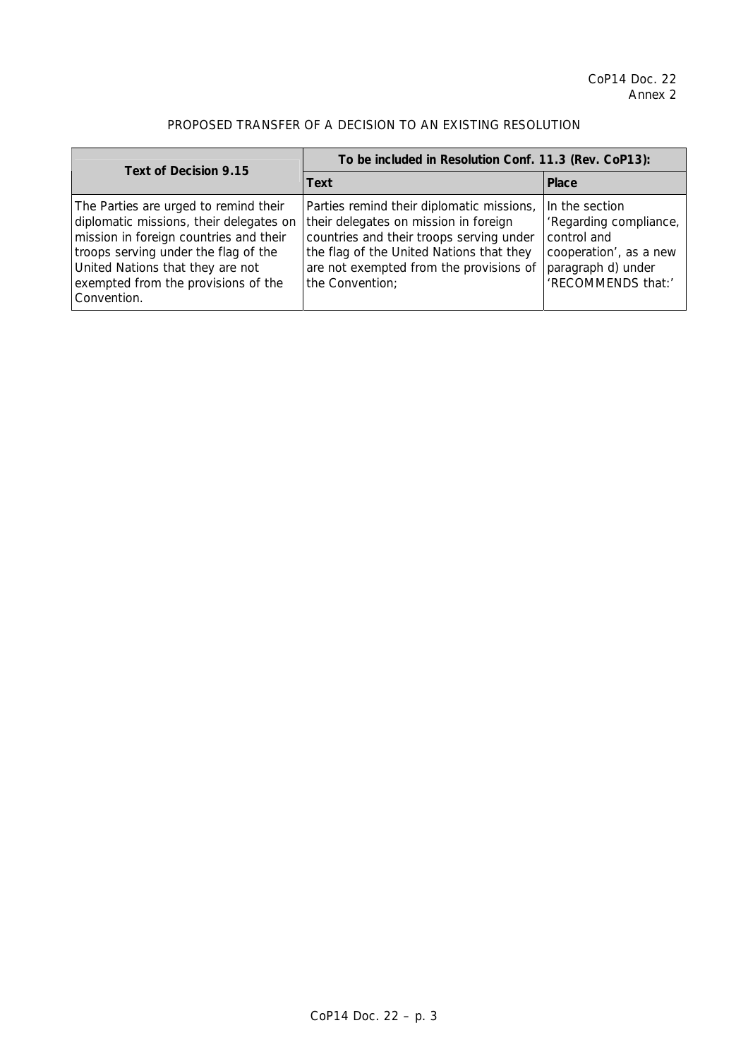CoP14 Doc. 22
Annex 2

PROPOSED TRANSFER OF A DECISION TO AN EXISTING RESOLUTION

| **Text of Decision 9.15** | **To be included in Resolution Conf. 11.3 (Rev. CoP13):** | |
|---|---|---|
| | **Text** | **Place** |
| The Parties are urged to remind their diplomatic missions, their delegates on mission in foreign countries and their troops serving under the flag of the United Nations that they are not exempted from the provisions of the Convention. | Parties remind their diplomatic missions, their delegates on mission in foreign countries and their troops serving under the flag of the United Nations that they are not exempted from the provisions of the Convention; | In the section 'Regarding compliance, control and cooperation', as a new paragraph d) under 'RECOMMENDS that:' |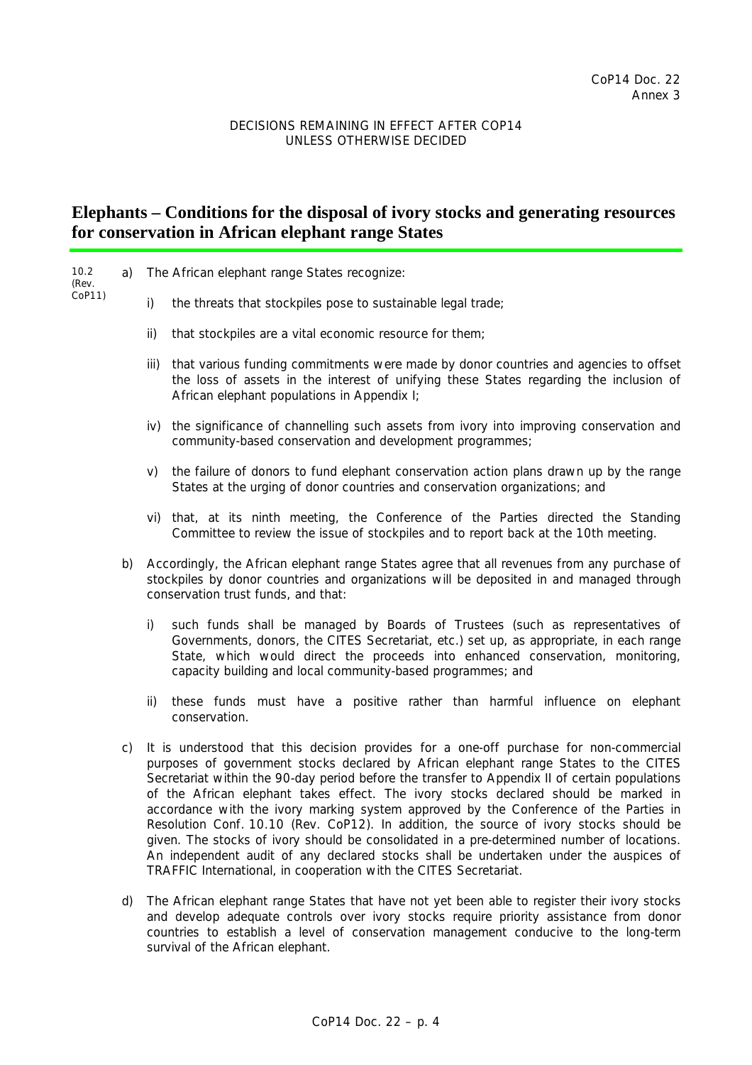CoP14 Doc. 22
Annex 3

DECISIONS REMAINING IN EFFECT AFTER COP14
UNLESS OTHERWISE DECIDED

# Elephants – Conditions for the disposal of ivory stocks and generating resources for conservation in African elephant range States

10.2 (Rev. CoP11)

a) The African elephant range States recognize:

   i) the threats that stockpiles pose to sustainable legal trade;

   ii) that stockpiles are a vital economic resource for them;

   iii) that various funding commitments were made by donor countries and agencies to offset the loss of assets in the interest of unifying these States regarding the inclusion of African elephant populations in Appendix I;

   iv) the significance of channelling such assets from ivory into improving conservation and community-based conservation and development programmes;

   v) the failure of donors to fund elephant conservation action plans drawn up by the range States at the urging of donor countries and conservation organizations; and

   vi) that, at its ninth meeting, the Conference of the Parties directed the Standing Committee to review the issue of stockpiles and to report back at the 10th meeting.

b) Accordingly, the African elephant range States agree that all revenues from any purchase of stockpiles by donor countries and organizations will be deposited in and managed through conservation trust funds, and that:

   i) such funds shall be managed by Boards of Trustees (such as representatives of Governments, donors, the CITES Secretariat, etc.) set up, as appropriate, in each range State, which would direct the proceeds into enhanced conservation, monitoring, capacity building and local community-based programmes; and

   ii) these funds must have a positive rather than harmful influence on elephant conservation.

c) It is understood that this decision provides for a one-off purchase for non-commercial purposes of government stocks declared by African elephant range States to the CITES Secretariat within the 90-day period before the transfer to Appendix II of certain populations of the African elephant takes effect. The ivory stocks declared should be marked in accordance with the ivory marking system approved by the Conference of the Parties in Resolution Conf. 10.10 (Rev. CoP12). In addition, the source of ivory stocks should be given. The stocks of ivory should be consolidated in a pre-determined number of locations. An independent audit of any declared stocks shall be undertaken under the auspices of TRAFFIC International, in cooperation with the CITES Secretariat.

d) The African elephant range States that have not yet been able to register their ivory stocks and develop adequate controls over ivory stocks require priority assistance from donor countries to establish a level of conservation management conducive to the long-term survival of the African elephant.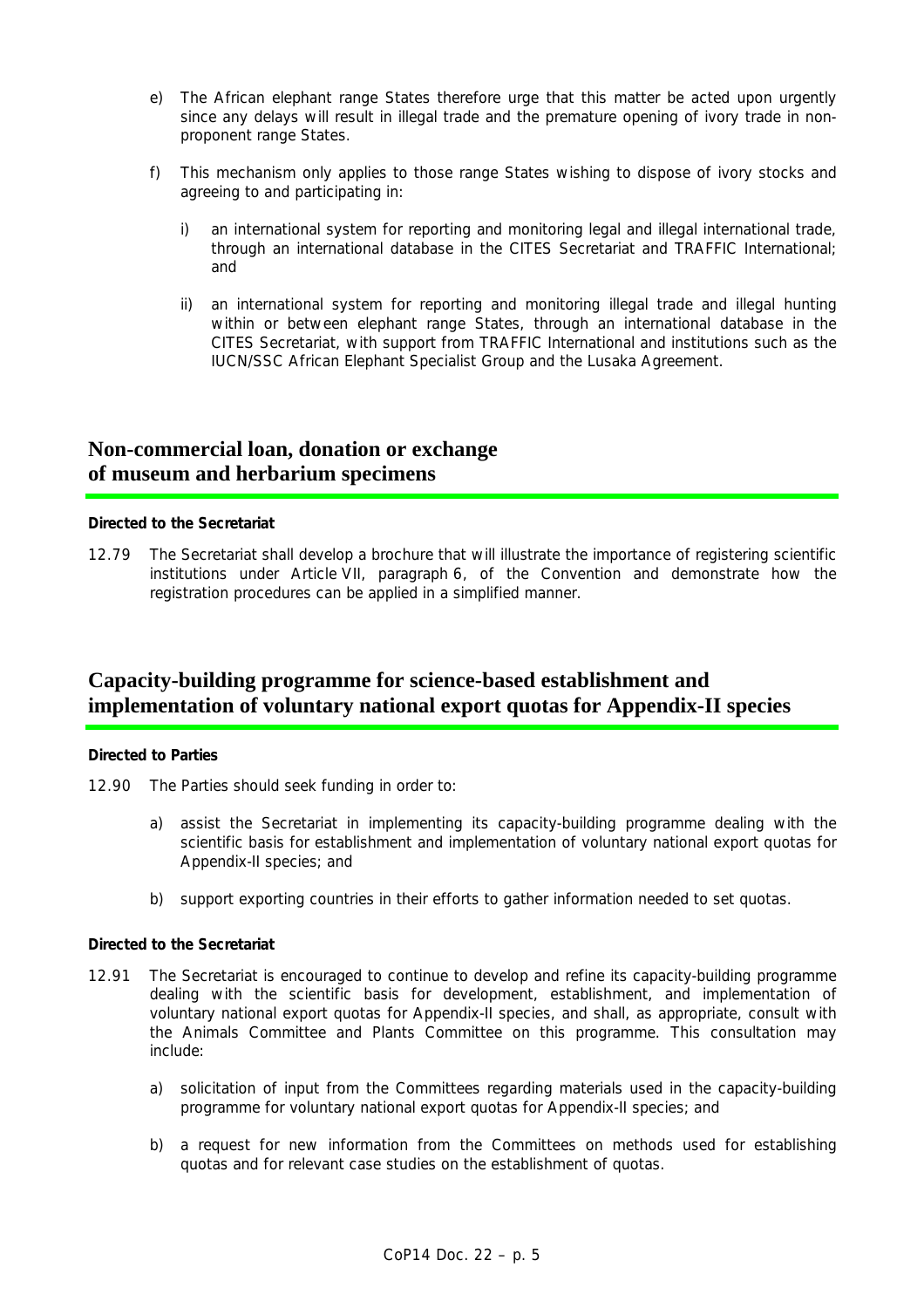e) The African elephant range States therefore urge that this matter be acted upon urgently since any delays will result in illegal trade and the premature opening of ivory trade in non-proponent range States.

f) This mechanism only applies to those range States wishing to dispose of ivory stocks and agreeing to and participating in:

   i) an international system for reporting and monitoring legal and illegal international trade, through an international database in the CITES Secretariat and TRAFFIC International; and

   ii) an international system for reporting and monitoring illegal trade and illegal hunting within or between elephant range States, through an international database in the CITES Secretariat, with support from TRAFFIC International and institutions such as the IUCN/SSC African Elephant Specialist Group and the Lusaka Agreement.

## Non-commercial loan, donation or exchange of museum and herbarium specimens

**Directed to the Secretariat**

12.79 The Secretariat shall develop a brochure that will illustrate the importance of registering scientific institutions under Article VII, paragraph 6, of the Convention and demonstrate how the registration procedures can be applied in a simplified manner.

## Capacity-building programme for science-based establishment and implementation of voluntary national export quotas for Appendix-II species

**Directed to Parties**

12.90 The Parties should seek funding in order to:

a) assist the Secretariat in implementing its capacity-building programme dealing with the scientific basis for establishment and implementation of voluntary national export quotas for Appendix-II species; and

b) support exporting countries in their efforts to gather information needed to set quotas.

**Directed to the Secretariat**

12.91 The Secretariat is encouraged to continue to develop and refine its capacity-building programme dealing with the scientific basis for development, establishment, and implementation of voluntary national export quotas for Appendix-II species, and shall, as appropriate, consult with the Animals Committee and Plants Committee on this programme. This consultation may include:

a) solicitation of input from the Committees regarding materials used in the capacity-building programme for voluntary national export quotas for Appendix-II species; and

b) a request for new information from the Committees on methods used for establishing quotas and for relevant case studies on the establishment of quotas.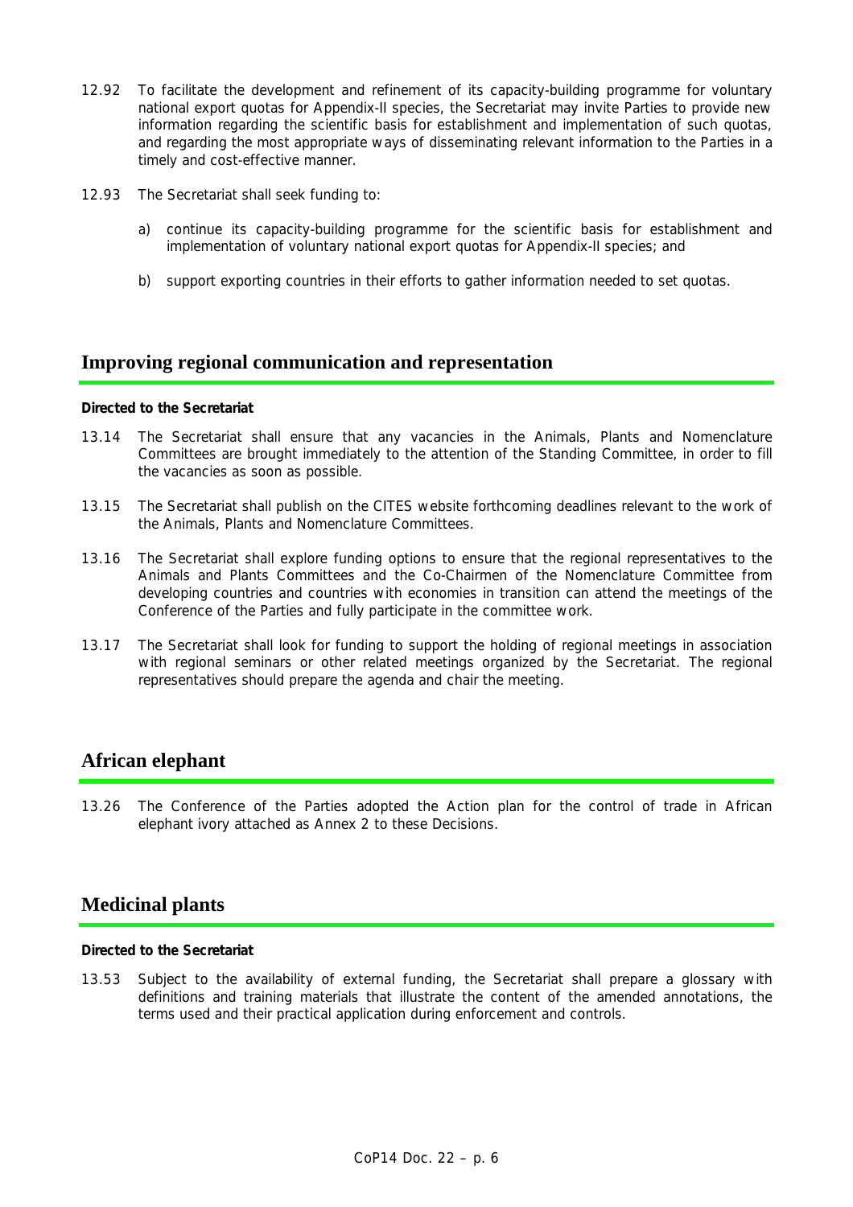12.92 To facilitate the development and refinement of its capacity-building programme for voluntary national export quotas for Appendix-II species, the Secretariat may invite Parties to provide new information regarding the scientific basis for establishment and implementation of such quotas, and regarding the most appropriate ways of disseminating relevant information to the Parties in a timely and cost-effective manner.

12.93 The Secretariat shall seek funding to:

a) continue its capacity-building programme for the scientific basis for establishment and implementation of voluntary national export quotas for Appendix-II species; and

b) support exporting countries in their efforts to gather information needed to set quotas.

## Improving regional communication and representation

**Directed to the Secretariat**

13.14 The Secretariat shall ensure that any vacancies in the Animals, Plants and Nomenclature Committees are brought immediately to the attention of the Standing Committee, in order to fill the vacancies as soon as possible.

13.15 The Secretariat shall publish on the CITES website forthcoming deadlines relevant to the work of the Animals, Plants and Nomenclature Committees.

13.16 The Secretariat shall explore funding options to ensure that the regional representatives to the Animals and Plants Committees and the Co-Chairmen of the Nomenclature Committee from developing countries and countries with economies in transition can attend the meetings of the Conference of the Parties and fully participate in the committee work.

13.17 The Secretariat shall look for funding to support the holding of regional meetings in association with regional seminars or other related meetings organized by the Secretariat. The regional representatives should prepare the agenda and chair the meeting.

## African elephant

13.26 The Conference of the Parties adopted the Action plan for the control of trade in African elephant ivory attached as Annex 2 to these Decisions.

## Medicinal plants

**Directed to the Secretariat**

13.53 Subject to the availability of external funding, the Secretariat shall prepare a glossary with definitions and training materials that illustrate the content of the amended annotations, the terms used and their practical application during enforcement and controls.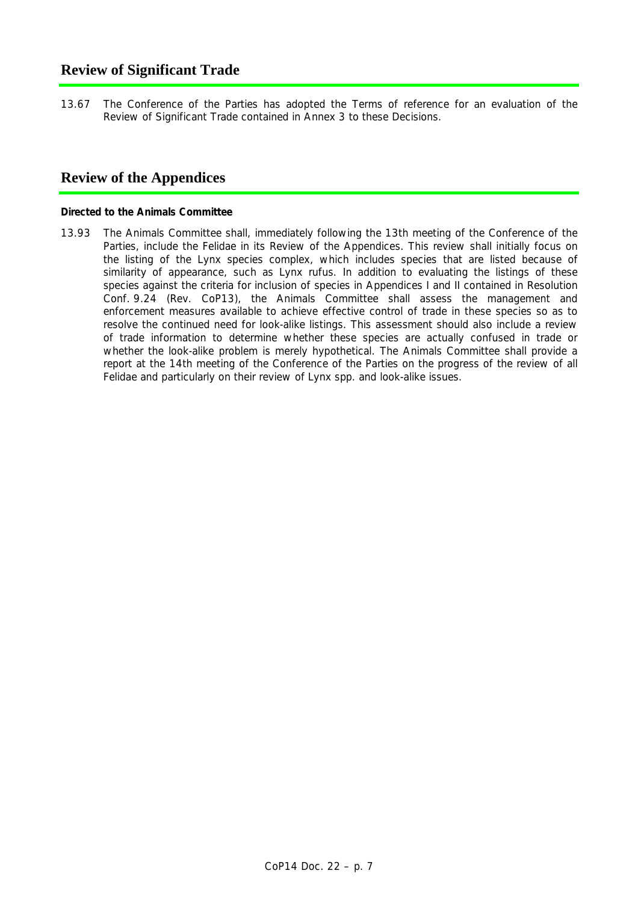## Review of Significant Trade

13.67 The Conference of the Parties has adopted the Terms of reference for an evaluation of the Review of Significant Trade contained in Annex 3 to these Decisions.

## Review of the Appendices

**Directed to the Animals Committee**

13.93 The Animals Committee shall, immediately following the 13th meeting of the Conference of the Parties, include the Felidae in its Review of the Appendices. This review shall initially focus on the listing of the Lynx species complex, which includes species that are listed because of similarity of appearance, such as *Lynx rufus*. In addition to evaluating the listings of these species against the criteria for inclusion of species in Appendices I and II contained in Resolution Conf. 9.24 (Rev. CoP13), the Animals Committee shall assess the management and enforcement measures available to achieve effective control of trade in these species so as to resolve the continued need for look-alike listings. This assessment should also include a review of trade information to determine whether these species are actually confused in trade or whether the look-alike problem is merely hypothetical. The Animals Committee shall provide a report at the 14th meeting of the Conference of the Parties on the progress of the review of all Felidae and particularly on their review of *Lynx* spp. and look-alike issues.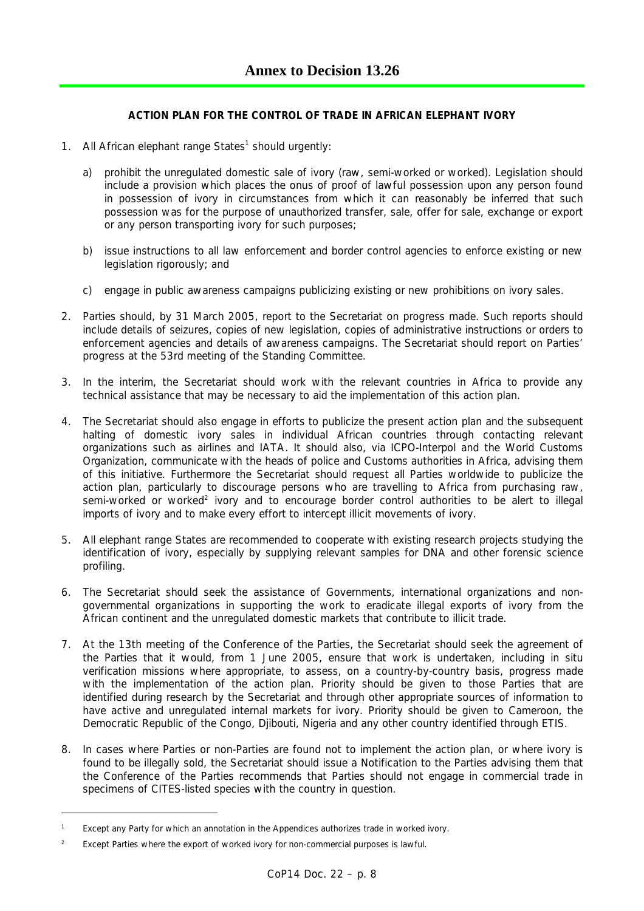# Annex to Decision 13.26

**ACTION PLAN FOR THE CONTROL OF TRADE IN AFRICAN ELEPHANT IVORY**

1. All African elephant range States[1] should urgently:

   a) prohibit the unregulated domestic sale of ivory (raw, semi-worked or worked). Legislation should include a provision which places the onus of proof of lawful possession upon any person found in possession of ivory in circumstances from which it can reasonably be inferred that such possession was for the purpose of unauthorized transfer, sale, offer for sale, exchange or export or any person transporting ivory for such purposes;

   b) issue instructions to all law enforcement and border control agencies to enforce existing or new legislation rigorously; and

   c) engage in public awareness campaigns publicizing existing or new prohibitions on ivory sales.

2. Parties should, by 31 March 2005, report to the Secretariat on progress made. Such reports should include details of seizures, copies of new legislation, copies of administrative instructions or orders to enforcement agencies and details of awareness campaigns. The Secretariat should report on Parties' progress at the 53rd meeting of the Standing Committee.

3. In the interim, the Secretariat should work with the relevant countries in Africa to provide any technical assistance that may be necessary to aid the implementation of this action plan.

4. The Secretariat should also engage in efforts to publicize the present action plan and the subsequent halting of domestic ivory sales in individual African countries through contacting relevant organizations such as airlines and IATA. It should also, via ICPO-Interpol and the World Customs Organization, communicate with the heads of police and Customs authorities in Africa, advising them of this initiative. Furthermore the Secretariat should request all Parties worldwide to publicize the action plan, particularly to discourage persons who are travelling to Africa from purchasing raw, semi-worked or worked[2] ivory and to encourage border control authorities to be alert to illegal imports of ivory and to make every effort to intercept illicit movements of ivory.

5. All elephant range States are recommended to cooperate with existing research projects studying the identification of ivory, especially by supplying relevant samples for DNA and other forensic science profiling.

6. The Secretariat should seek the assistance of Governments, international organizations and non-governmental organizations in supporting the work to eradicate illegal exports of ivory from the African continent and the unregulated domestic markets that contribute to illicit trade.

7. At the 13th meeting of the Conference of the Parties, the Secretariat should seek the agreement of the Parties that it would, from 1 June 2005, ensure that work is undertaken, including in situ verification missions where appropriate, to assess, on a country-by-country basis, progress made with the implementation of the action plan. Priority should be given to those Parties that are identified during research by the Secretariat and through other appropriate sources of information to have active and unregulated internal markets for ivory. Priority should be given to Cameroon, the Democratic Republic of the Congo, Djibouti, Nigeria and any other country identified through ETIS.

8. In cases where Parties or non-Parties are found not to implement the action plan, or where ivory is found to be illegally sold, the Secretariat should issue a Notification to the Parties advising them that the Conference of the Parties recommends that Parties should not engage in commercial trade in specimens of CITES-listed species with the country in question.

---

[1] Except any Party for which an annotation in the Appendices authorizes trade in worked ivory.

[2] Except Parties where the export of worked ivory for non-commercial purposes is lawful.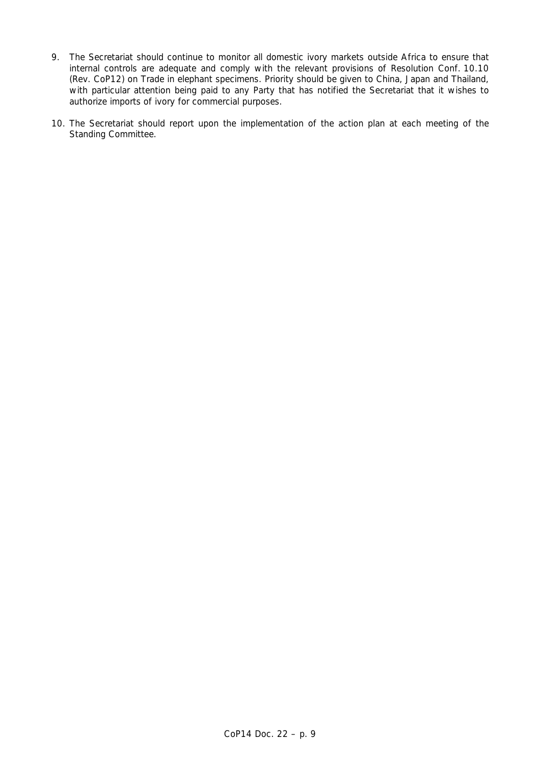9. The Secretariat should continue to monitor all domestic ivory markets outside Africa to ensure that internal controls are adequate and comply with the relevant provisions of Resolution Conf. 10.10 (Rev. CoP12) on Trade in elephant specimens. Priority should be given to China, Japan and Thailand, with particular attention being paid to any Party that has notified the Secretariat that it wishes to authorize imports of ivory for commercial purposes.

10. The Secretariat should report upon the implementation of the action plan at each meeting of the Standing Committee.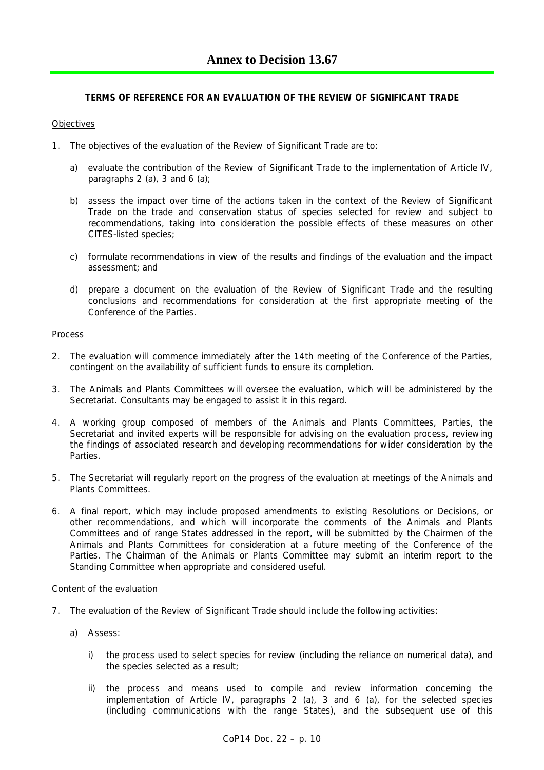# Annex to Decision 13.67

**TERMS OF REFERENCE FOR AN EVALUATION OF THE REVIEW OF SIGNIFICANT TRADE**

Objectives

1. The objectives of the evaluation of the Review of Significant Trade are to:

   a) evaluate the contribution of the Review of Significant Trade to the implementation of Article IV, paragraphs 2 (a), 3 and 6 (a);

   b) assess the impact over time of the actions taken in the context of the Review of Significant Trade on the trade and conservation status of species selected for review and subject to recommendations, taking into consideration the possible effects of these measures on other CITES-listed species;

   c) formulate recommendations in view of the results and findings of the evaluation and the impact assessment; and

   d) prepare a document on the evaluation of the Review of Significant Trade and the resulting conclusions and recommendations for consideration at the first appropriate meeting of the Conference of the Parties.

Process

2. The evaluation will commence immediately after the 14th meeting of the Conference of the Parties, contingent on the availability of sufficient funds to ensure its completion.

3. The Animals and Plants Committees will oversee the evaluation, which will be administered by the Secretariat. Consultants may be engaged to assist it in this regard.

4. A working group composed of members of the Animals and Plants Committees, Parties, the Secretariat and invited experts will be responsible for advising on the evaluation process, reviewing the findings of associated research and developing recommendations for wider consideration by the Parties.

5. The Secretariat will regularly report on the progress of the evaluation at meetings of the Animals and Plants Committees.

6. A final report, which may include proposed amendments to existing Resolutions or Decisions, or other recommendations, and which will incorporate the comments of the Animals and Plants Committees and of range States addressed in the report, will be submitted by the Chairmen of the Animals and Plants Committees for consideration at a future meeting of the Conference of the Parties. The Chairman of the Animals or Plants Committee may submit an interim report to the Standing Committee when appropriate and considered useful.

Content of the evaluation

7. The evaluation of the Review of Significant Trade should include the following activities:

   a) Assess:

      i) the process used to select species for review (including the reliance on numerical data), and the species selected as a result;

      ii) the process and means used to compile and review information concerning the implementation of Article IV, paragraphs 2 (a), 3 and 6 (a), for the selected species (including communications with the range States), and the subsequent use of this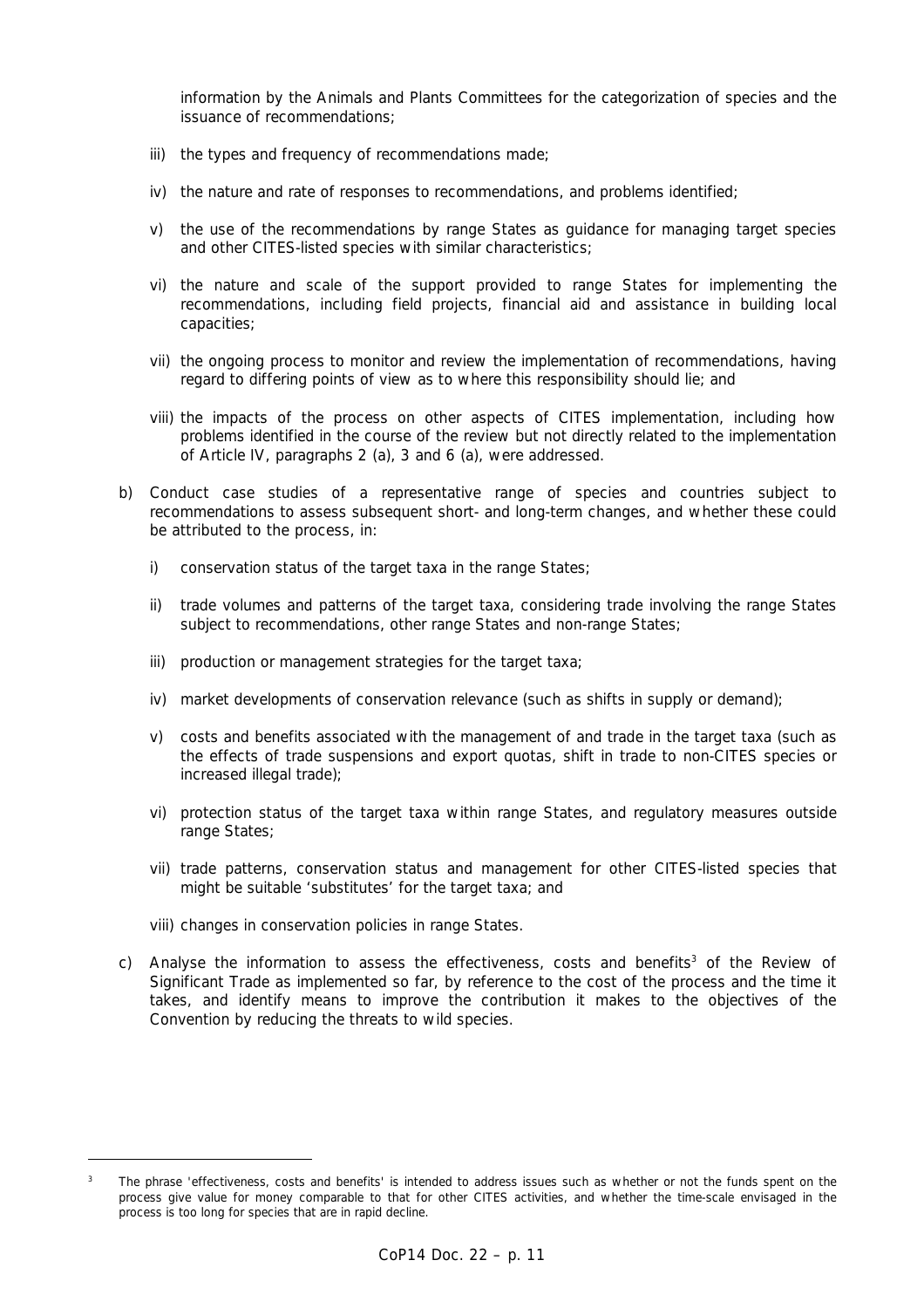information by the Animals and Plants Committees for the categorization of species and the issuance of recommendations;

iii) the types and frequency of recommendations made;

iv) the nature and rate of responses to recommendations, and problems identified;

v) the use of the recommendations by range States as guidance for managing target species and other CITES-listed species with similar characteristics;

vi) the nature and scale of the support provided to range States for implementing the recommendations, including field projects, financial aid and assistance in building local capacities;

vii) the ongoing process to monitor and review the implementation of recommendations, having regard to differing points of view as to where this responsibility should lie; and

viii) the impacts of the process on other aspects of CITES implementation, including how problems identified in the course of the review but not directly related to the implementation of Article IV, paragraphs 2 (a), 3 and 6 (a), were addressed.

b) Conduct case studies of a representative range of species and countries subject to recommendations to assess subsequent short- and long-term changes, and whether these could be attributed to the process, in:

i) conservation status of the target taxa in the range States;

ii) trade volumes and patterns of the target taxa, considering trade involving the range States subject to recommendations, other range States and non-range States;

iii) production or management strategies for the target taxa;

iv) market developments of conservation relevance (such as shifts in supply or demand);

v) costs and benefits associated with the management of and trade in the target taxa (such as the effects of trade suspensions and export quotas, shift in trade to non-CITES species or increased illegal trade);

vi) protection status of the target taxa within range States, and regulatory measures outside range States;

vii) trade patterns, conservation status and management for other CITES-listed species that might be suitable 'substitutes' for the target taxa; and

viii) changes in conservation policies in range States.

c) Analyse the information to assess the effectiveness, costs and benefits[3] of the Review of Significant Trade as implemented so far, by reference to the cost of the process and the time it takes, and identify means to improve the contribution it makes to the objectives of the Convention by reducing the threats to wild species.

---

[3] The phrase 'effectiveness, costs and benefits' is intended to address issues such as whether or not the funds spent on the process give value for money comparable to that for other CITES activities, and whether the time-scale envisaged in the process is too long for species that are in rapid decline.